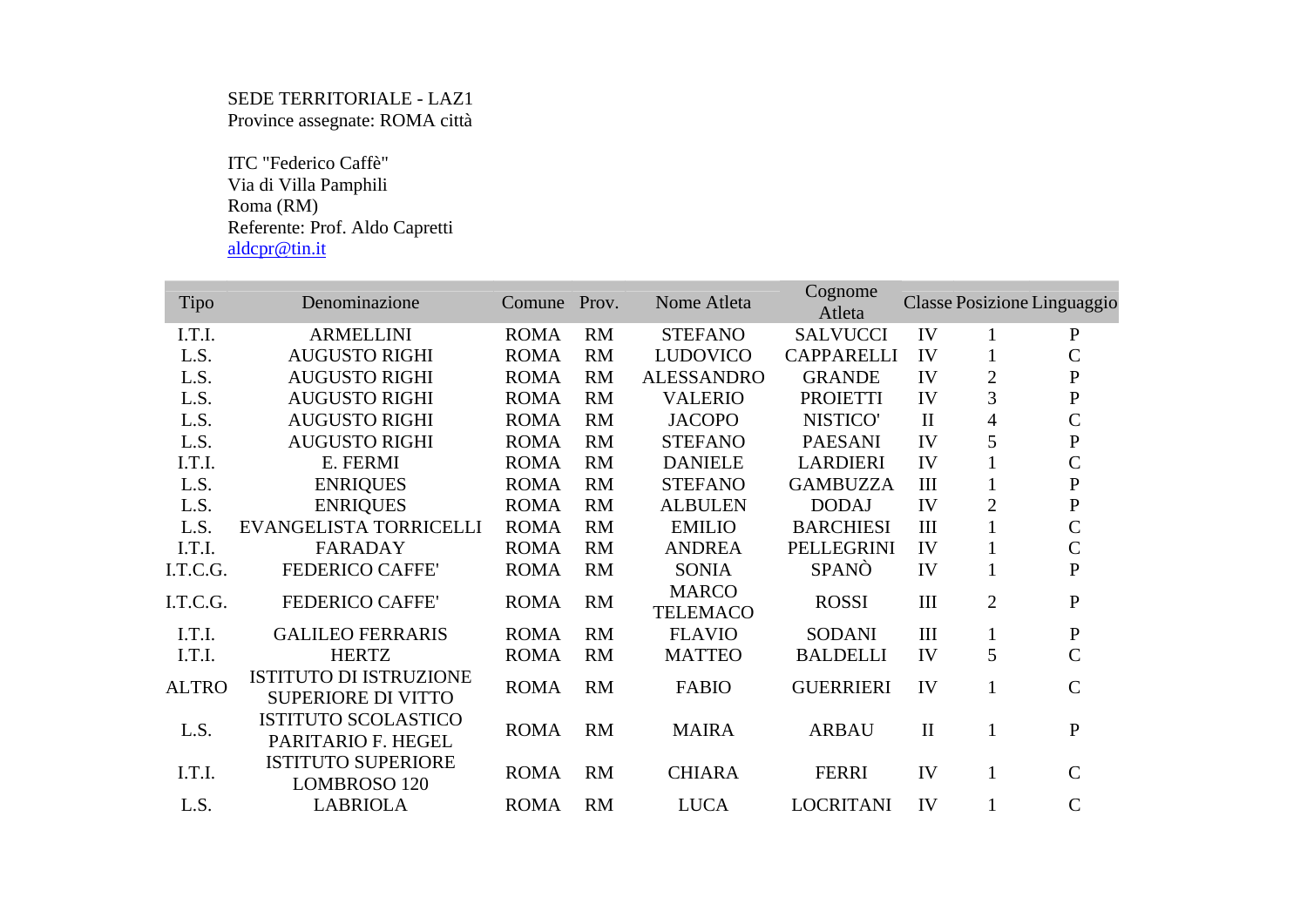SEDE TERRITORIALE - LAZ1
Province assegnate: ROMA città

ITC "Federico Caffè"
Via di Villa Pamphili
Roma (RM)
Referente: Prof. Aldo Capretti
aldcpr@tin.it

| Tipo | Denominazione | Comune | Prov. | Nome Atleta | Cognome Atleta | Classe | Posizione | Linguaggio |
|---|---|---|---|---|---|---|---|---|
| I.T.I. | ARMELLINI | ROMA | RM | STEFANO | SALVUCCI | IV | 1 | P |
| L.S. | AUGUSTO RIGHI | ROMA | RM | LUDOVICO | CAPPARELLI | IV | 1 | C |
| L.S. | AUGUSTO RIGHI | ROMA | RM | ALESSANDRO | GRANDE | IV | 2 | P |
| L.S. | AUGUSTO RIGHI | ROMA | RM | VALERIO | PROIETTI | IV | 3 | P |
| L.S. | AUGUSTO RIGHI | ROMA | RM | JACOPO | NISTICO' | II | 4 | C |
| L.S. | AUGUSTO RIGHI | ROMA | RM | STEFANO | PAESANI | IV | 5 | P |
| I.T.I. | E. FERMI | ROMA | RM | DANIELE | LARDIERI | IV | 1 | C |
| L.S. | ENRIQUES | ROMA | RM | STEFANO | GAMBUZZA | III | 1 | P |
| L.S. | ENRIQUES | ROMA | RM | ALBULEN | DODAJ | IV | 2 | P |
| L.S. | EVANGELISTA TORRICELLI | ROMA | RM | EMILIO | BARCHIESI | III | 1 | C |
| I.T.I. | FARADAY | ROMA | RM | ANDREA | PELLEGRINI | IV | 1 | C |
| I.T.C.G. | FEDERICO CAFFE' | ROMA | RM | SONIA | SPANÒ | IV | 1 | P |
| I.T.C.G. | FEDERICO CAFFE' | ROMA | RM | MARCO TELEMACO | ROSSI | III | 2 | P |
| I.T.I. | GALILEO FERRARIS | ROMA | RM | FLAVIO | SODANI | III | 1 | P |
| I.T.I. | HERTZ | ROMA | RM | MATTEO | BALDELLI | IV | 5 | C |
| ALTRO | ISTITUTO DI ISTRUZIONE SUPERIORE DI VITTO | ROMA | RM | FABIO | GUERRIERI | IV | 1 | C |
| L.S. | ISTITUTO SCOLASTICO PARITARIO F. HEGEL | ROMA | RM | MAIRA | ARBAU | II | 1 | P |
| I.T.I. | ISTITUTO SUPERIORE LOMBROSO 120 | ROMA | RM | CHIARA | FERRI | IV | 1 | C |
| L.S. | LABRIOLA | ROMA | RM | LUCA | LOCRITANI | IV | 1 | C |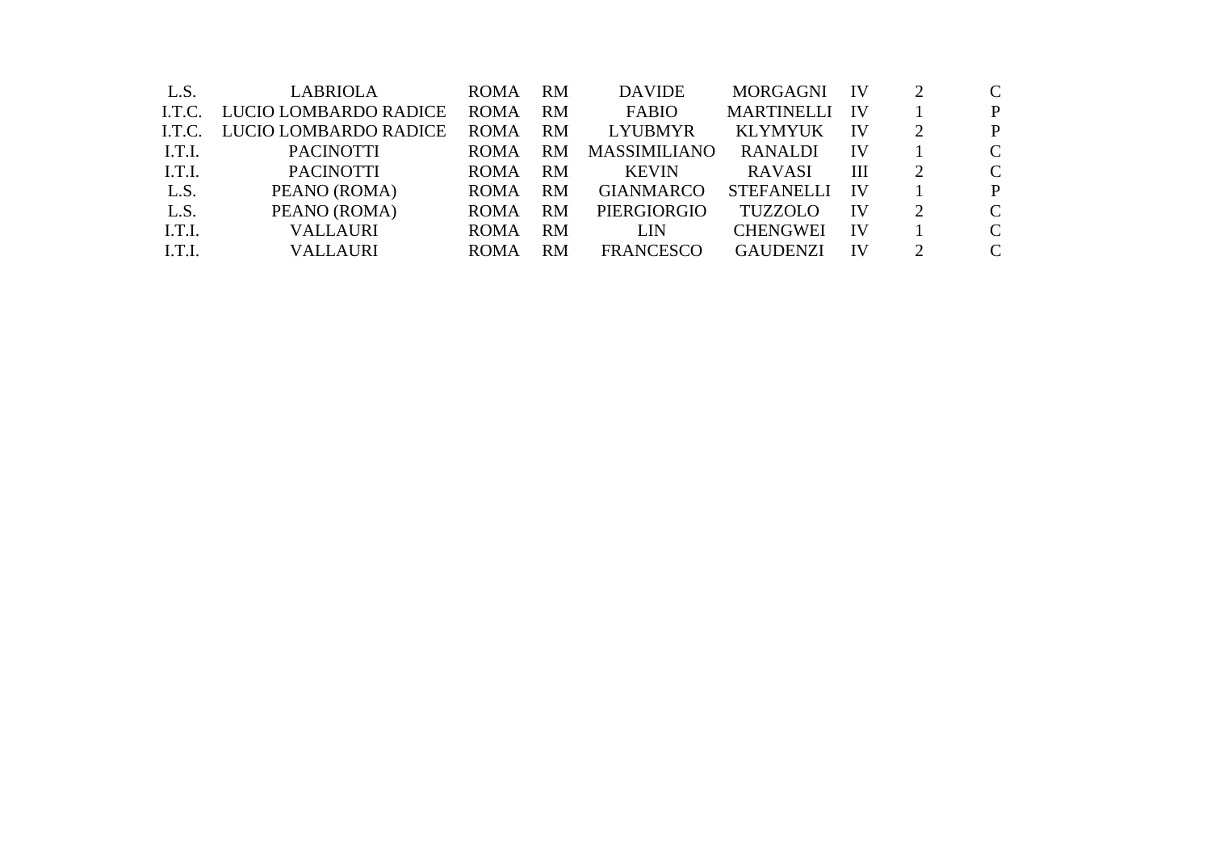| | | | | | | | | |
|---|---|---|---|---|---|---|---|---|
| L.S. | LABRIOLA | ROMA | RM | DAVIDE | MORGAGNI | IV | 2 | C |
| I.T.C. | LUCIO LOMBARDO RADICE | ROMA | RM | FABIO | MARTINELLI | IV | 1 | P |
| I.T.C. | LUCIO LOMBARDO RADICE | ROMA | RM | LYUBMYR | KLYMYUK | IV | 2 | P |
| I.T.I. | PACINOTTI | ROMA | RM | MASSIMILIANO | RANALDI | IV | 1 | C |
| I.T.I. | PACINOTTI | ROMA | RM | KEVIN | RAVASI | III | 2 | C |
| L.S. | PEANO (ROMA) | ROMA | RM | GIANMARCO | STEFANELLI | IV | 1 | P |
| L.S. | PEANO (ROMA) | ROMA | RM | PIERGIORGIO | TUZZOLO | IV | 2 | C |
| I.T.I. | VALLAURI | ROMA | RM | LIN | CHENGWEI | IV | 1 | C |
| I.T.I. | VALLAURI | ROMA | RM | FRANCESCO | GAUDENZI | IV | 2 | C |